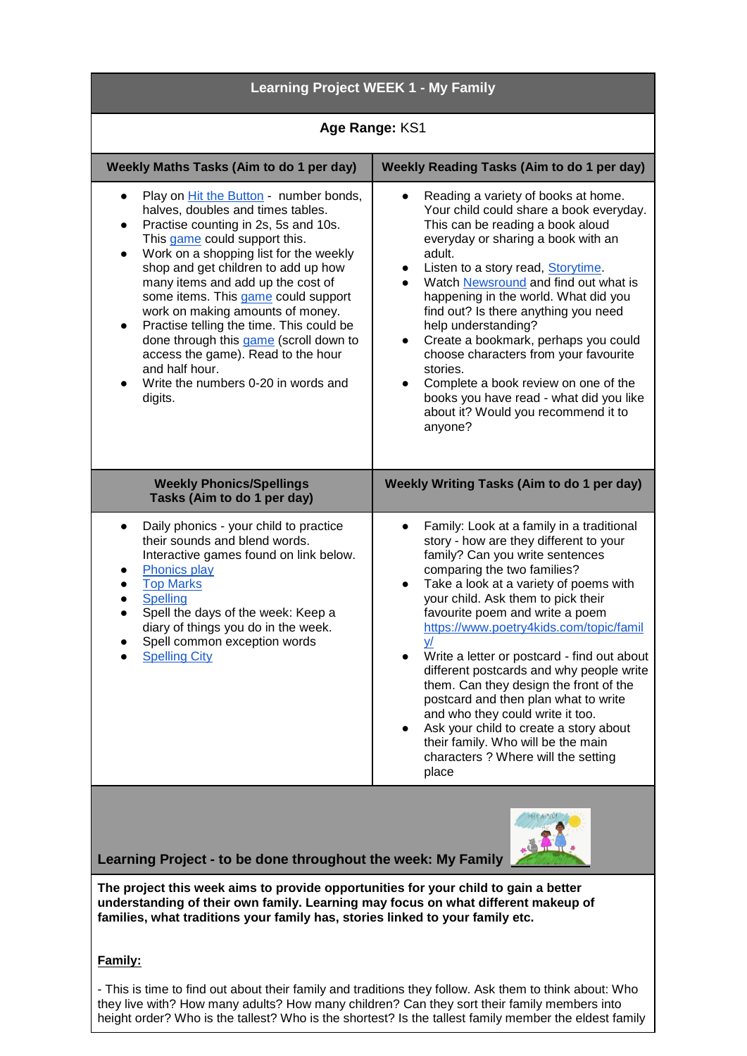# Learning Project WEEK 1 - My Family

**Age Range:** KS1

| Weekly Maths Tasks (Aim to do 1 per day) | Weekly Reading Tasks (Aim to do 1 per day) |
|---|---|
| • Play on Hit the Button - number bonds, halves, doubles and times tables.<br>• Practise counting in 2s, 5s and 10s. This game could support this.<br>• Work on a shopping list for the weekly shop and get children to add up how many items and add up the cost of some items. This game could support work on making amounts of money.<br>• Practise telling the time. This could be done through this game (scroll down to access the game). Read to the hour and half hour.<br>• Write the numbers 0-20 in words and digits. | • Reading a variety of books at home. Your child could share a book everyday. This can be reading a book aloud everyday or sharing a book with an adult.<br>• Listen to a story read, Storytime.<br>• Watch Newsround and find out what is happening in the world. What did you find out? Is there anything you need help understanding?<br>• Create a bookmark, perhaps you could choose characters from your favourite stories.<br>• Complete a book review on one of the books you have read - what did you like about it? Would you recommend it to anyone? |

| Weekly Phonics/Spellings Tasks (Aim to do 1 per day) | Weekly Writing Tasks (Aim to do 1 per day) |
|---|---|
| • Daily phonics - your child to practice their sounds and blend words. Interactive games found on link below.<br>• Phonics play<br>• Top Marks<br>• Spelling<br>• Spell the days of the week: Keep a diary of things you do in the week.<br>• Spell common exception words<br>• Spelling City | • Family: Look at a family in a traditional story - how are they different to your family? Can you write sentences comparing the two families?<br>• Take a look at a variety of poems with your child. Ask them to pick their favourite poem and write a poem https://www.poetry4kids.com/topic/family/<br>• Write a letter or postcard - find out about different postcards and why people write them. Can they design the front of the postcard and then plan what to write and who they could write it too.<br>• Ask your child to create a story about their family. Who will be the main characters ? Where will the setting place |

## Learning Project - to be done throughout the week: My Family

**The project this week aims to provide opportunities for your child to gain a better understanding of their own family. Learning may focus on what different makeup of families, what traditions your family has, stories linked to your family etc.**

**Family:**

- This is time to find out about their family and traditions they follow. Ask them to think about: Who they live with? How many adults? How many children? Can they sort their family members into height order? Who is the tallest? Who is the shortest? Is the tallest family member the eldest family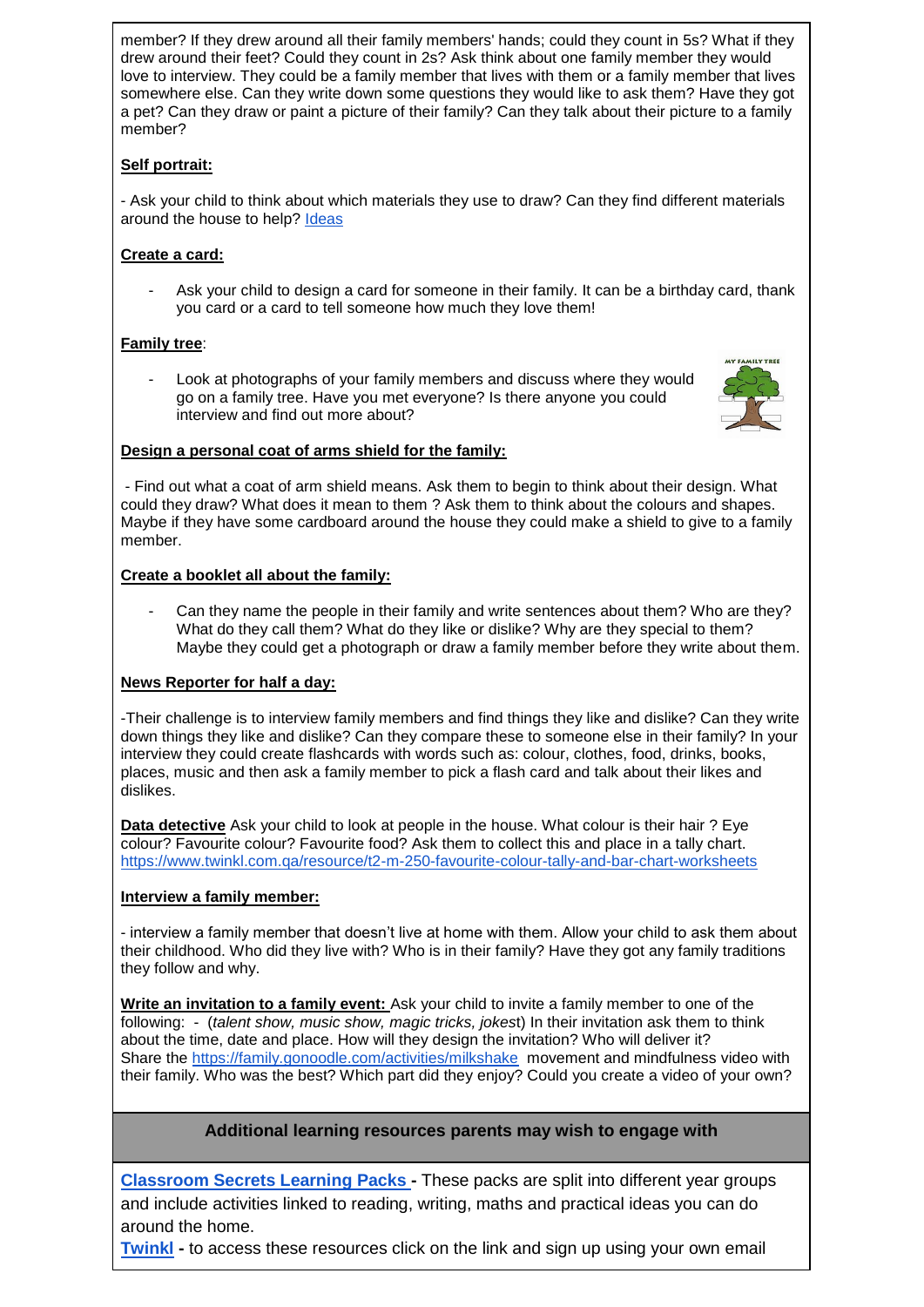member? If they drew around all their family members' hands; could they count in 5s? What if they drew around their feet? Could they count in 2s? Ask think about one family member they would love to interview. They could be a family member that lives with them or a family member that lives somewhere else. Can they write down some questions they would like to ask them? Have they got a pet? Can they draw or paint a picture of their family? Can they talk about their picture to a family member?

**Self portrait:**

- Ask your child to think about which materials they use to draw? Can they find different materials around the house to help? Ideas

**Create a card:**

- Ask your child to design a card for someone in their family. It can be a birthday card, thank you card or a card to tell someone how much they love them!

**Family tree**:

- Look at photographs of your family members and discuss where they would go on a family tree. Have you met everyone? Is there anyone you could interview and find out more about?

**Design a personal coat of arms shield for the family:**

- Find out what a coat of arm shield means. Ask them to begin to think about their design. What could they draw? What does it mean to them ? Ask them to think about the colours and shapes. Maybe if they have some cardboard around the house they could make a shield to give to a family member.

**Create a booklet all about the family:**

- Can they name the people in their family and write sentences about them? Who are they? What do they call them? What do they like or dislike? Why are they special to them? Maybe they could get a photograph or draw a family member before they write about them.

**News Reporter for half a day:**

-Their challenge is to interview family members and find things they like and dislike? Can they write down things they like and dislike? Can they compare these to someone else in their family? In your interview they could create flashcards with words such as: colour, clothes, food, drinks, books, places, music and then ask a family member to pick a flash card and talk about their likes and dislikes.

**Data detective** Ask your child to look at people in the house. What colour is their hair ? Eye colour? Favourite colour? Favourite food? Ask them to collect this and place in a tally chart. https://www.twinkl.com.qa/resource/t2-m-250-favourite-colour-tally-and-bar-chart-worksheets

**Interview a family member:**

- interview a family member that doesn't live at home with them. Allow your child to ask them about their childhood. Who did they live with? Who is in their family? Have they got any family traditions they follow and why.

**Write an invitation to a family event:** Ask your child to invite a family member to one of the following: - (*talent show, music show, magic tricks, jokes*t) In their invitation ask them to think about the time, date and place. How will they design the invitation? Who will deliver it? Share the https://family.gonoodle.com/activities/milkshake movement and mindfulness video with their family. Who was the best? Which part did they enjoy? Could you create a video of your own?

**Additional learning resources parents may wish to engage with**

**Classroom Secrets Learning Packs** - These packs are split into different year groups and include activities linked to reading, writing, maths and practical ideas you can do around the home.

**Twinkl** - to access these resources click on the link and sign up using your own email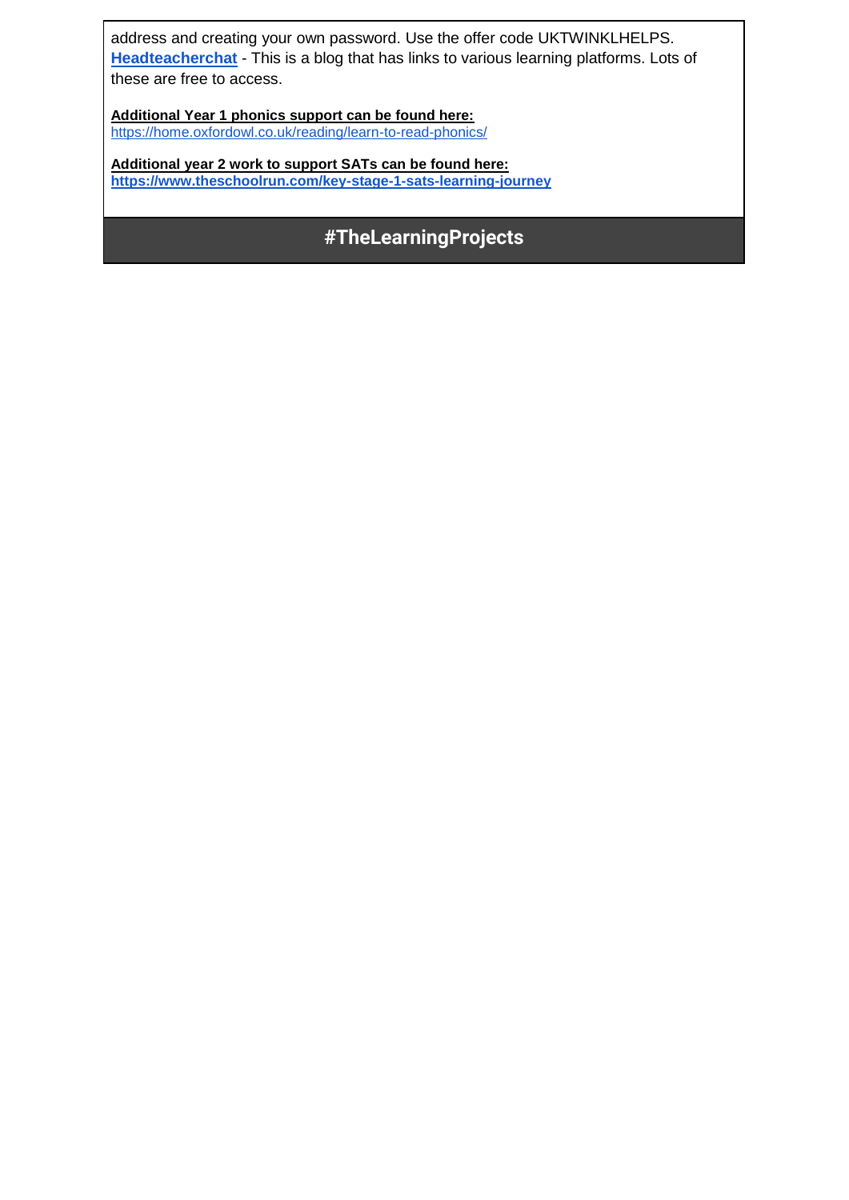address and creating your own password. Use the offer code UKTWINKLHELPS.
**Headteacherchat** - This is a blog that has links to various learning platforms. Lots of these are free to access.

**Additional Year 1 phonics support can be found here:**
https://home.oxfordowl.co.uk/reading/learn-to-read-phonics/

**Additional year 2 work to support SATs can be found here:**
**https://www.theschoolrun.com/key-stage-1-sats-learning-journey**

**#TheLearningProjects**